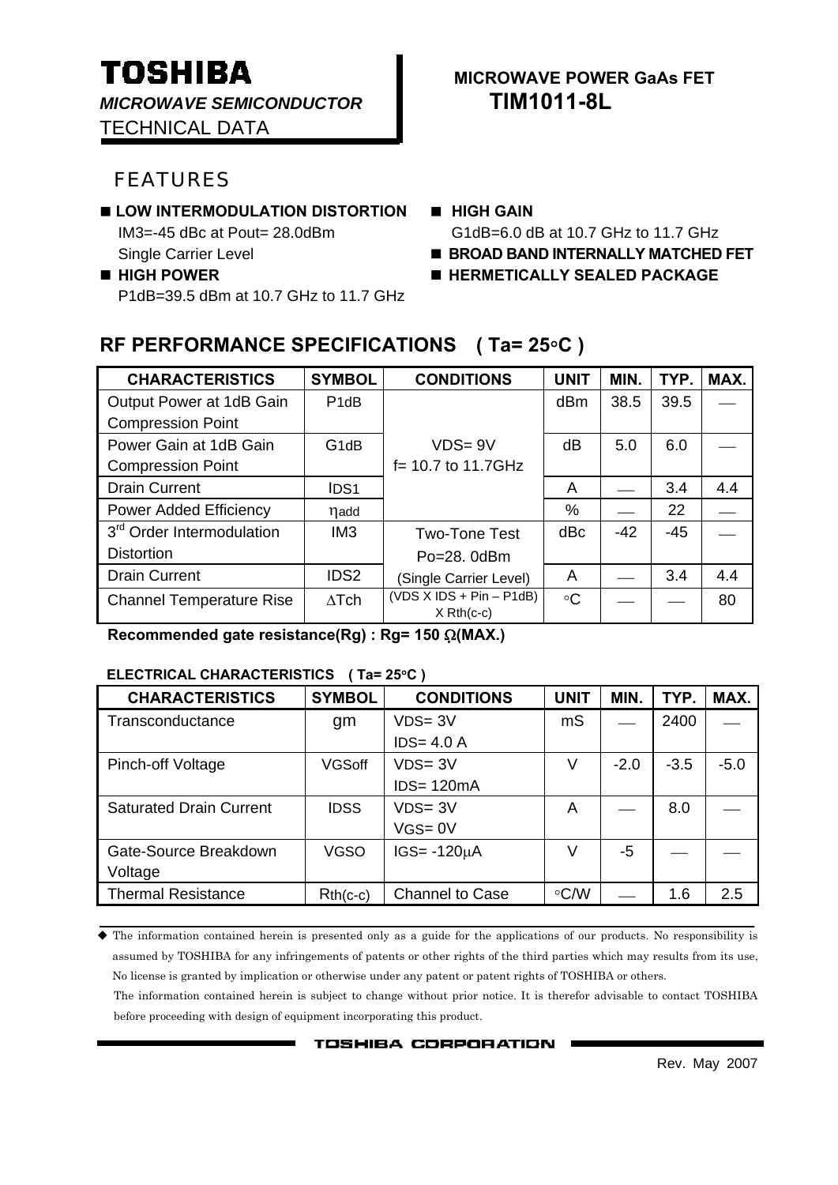# TOSHIBA

***MICROWAVE SEMICONDUCTOR***

TECHNICAL DATA

**MICROWAVE POWER GaAs FET**

**TIM1011-8L**

## FEATURES

- **LOW INTERMODULATION DISTORTION**
  IM3=-45 dBc at Pout= 28.0dBm
  Single Carrier Level
- **HIGH POWER**
  P1dB=39.5 dBm at 10.7 GHz to 11.7 GHz
- **HIGH GAIN**
  G1dB=6.0 dB at 10.7 GHz to 11.7 GHz
- **BROAD BAND INTERNALLY MATCHED FET**
- **HERMETICALLY SEALED PACKAGE**

## RF PERFORMANCE SPECIFICATIONS ( Ta= 25°C )

| CHARACTERISTICS | SYMBOL | CONDITIONS | UNIT | MIN. | TYP. | MAX. |
|---|---|---|---|---|---|---|
| Output Power at 1dB Gain Compression Point | P1dB | VDS= 9V f= 10.7 to 11.7GHz | dBm | 38.5 | 39.5 | — |
| Power Gain at 1dB Gain Compression Point | G1dB | | dB | 5.0 | 6.0 | — |
| Drain Current | IDS1 | | A | — | 3.4 | 4.4 |
| Power Added Efficiency | ηadd | | % | — | 22 | — |
| 3rd Order Intermodulation Distortion | IM3 | Two-Tone Test Po=28. 0dBm (Single Carrier Level) | dBc | -42 | -45 | — |
| Drain Current | IDS2 | | A | — | 3.4 | 4.4 |
| Channel Temperature Rise | ΔTch | (VDS X IDS + Pin – P1dB) X Rth(c-c) | °C | — | — | 80 |

**Recommended gate resistance(Rg) : Rg= 150 Ω(MAX.)**

### ELECTRICAL CHARACTERISTICS ( Ta= 25°C )

| CHARACTERISTICS | SYMBOL | CONDITIONS | UNIT | MIN. | TYP. | MAX. |
|---|---|---|---|---|---|---|
| Transconductance | gm | VDS= 3V IDS= 4.0 A | mS | — | 2400 | — |
| Pinch-off Voltage | VGSoff | VDS= 3V IDS= 120mA | V | -2.0 | -3.5 | -5.0 |
| Saturated Drain Current | IDSS | VDS= 3V VGS= 0V | A | — | 8.0 | — |
| Gate-Source Breakdown Voltage | VGSO | IGS= -120μA | V | -5 | — | — |
| Thermal Resistance | Rth(c-c) | Channel to Case | °C/W | — | 1.6 | 2.5 |

◆ The information contained herein is presented only as a guide for the applications of our products. No responsibility is assumed by TOSHIBA for any infringements of patents or other rights of the third parties which may results from its use, No license is granted by implication or otherwise under any patent or patent rights of TOSHIBA or others.

The information contained herein is subject to change without prior notice. It is therefor advisable to contact TOSHIBA before proceeding with design of equipment incorporating this product.

TOSHIBA CORPORATION

Rev. May 2007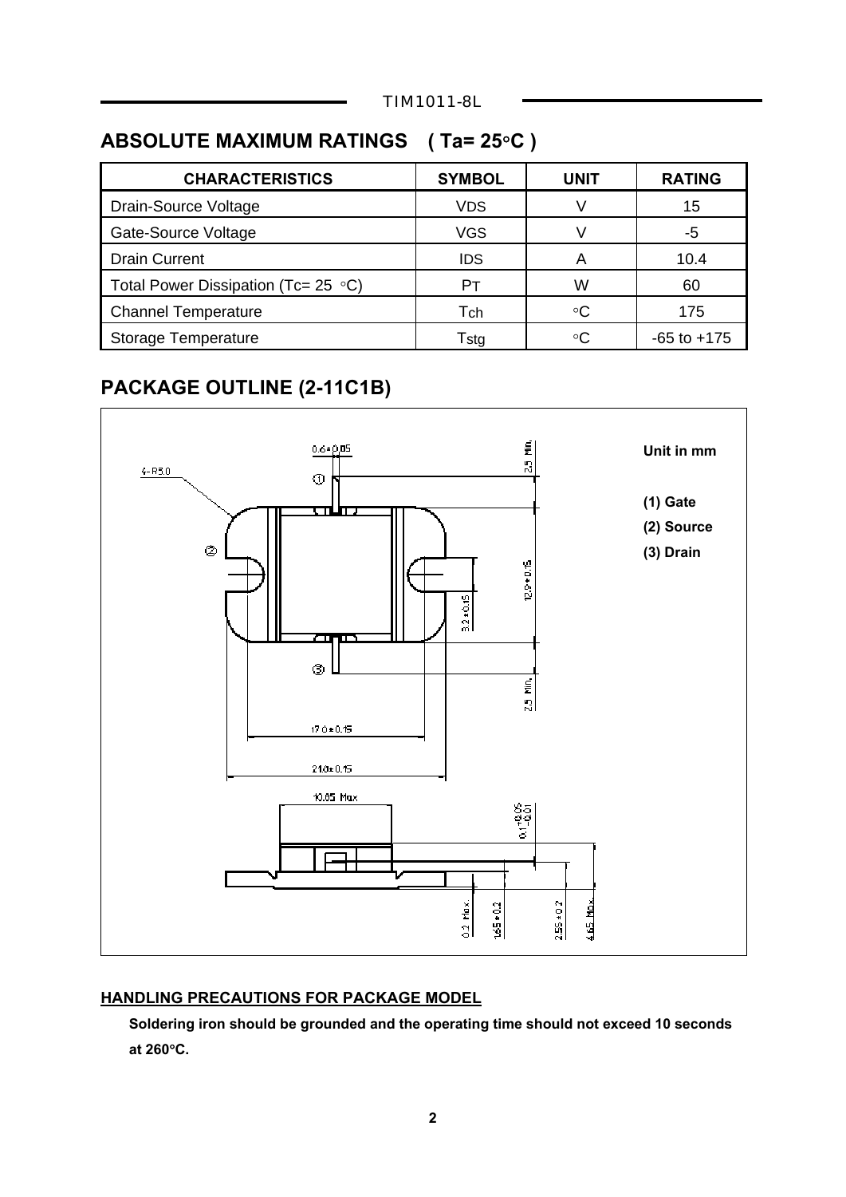## ABSOLUTE MAXIMUM RATINGS ( Ta= 25°C )

| CHARACTERISTICS | SYMBOL | UNIT | RATING |
|---|---|---|---|
| Drain-Source Voltage | $V_{DS}$ | V | 15 |
| Gate-Source Voltage | $V_{GS}$ | V | -5 |
| Drain Current | $I_{DS}$ | A | 10.4 |
| Total Power Dissipation (Tc= 25 °C) | $P_T$ | W | 60 |
| Channel Temperature | $T_{ch}$ | °C | 175 |
| Storage Temperature | $T_{stg}$ | °C | -65 to +175 |

## PACKAGE OUTLINE (2-11C1B)

**Unit in mm**

**(1) Gate**
**(2) Source**
**(3) Drain**

4-R5.0
0.6±0.05
2.5 Min.
12.9±0.15
3.2±0.15
2.5 Min.
17.0±0.15
21.0±0.15
10.65 Max
$0.1^{+0.05}_{-0.01}$
0.2 Max.
1.65±0.2
2.55±0.2
4.65 Max.

#### HANDLING PRECAUTIONS FOR PACKAGE MODEL

**Soldering iron should be grounded and the operating time should not exceed 10 seconds at 260°C.**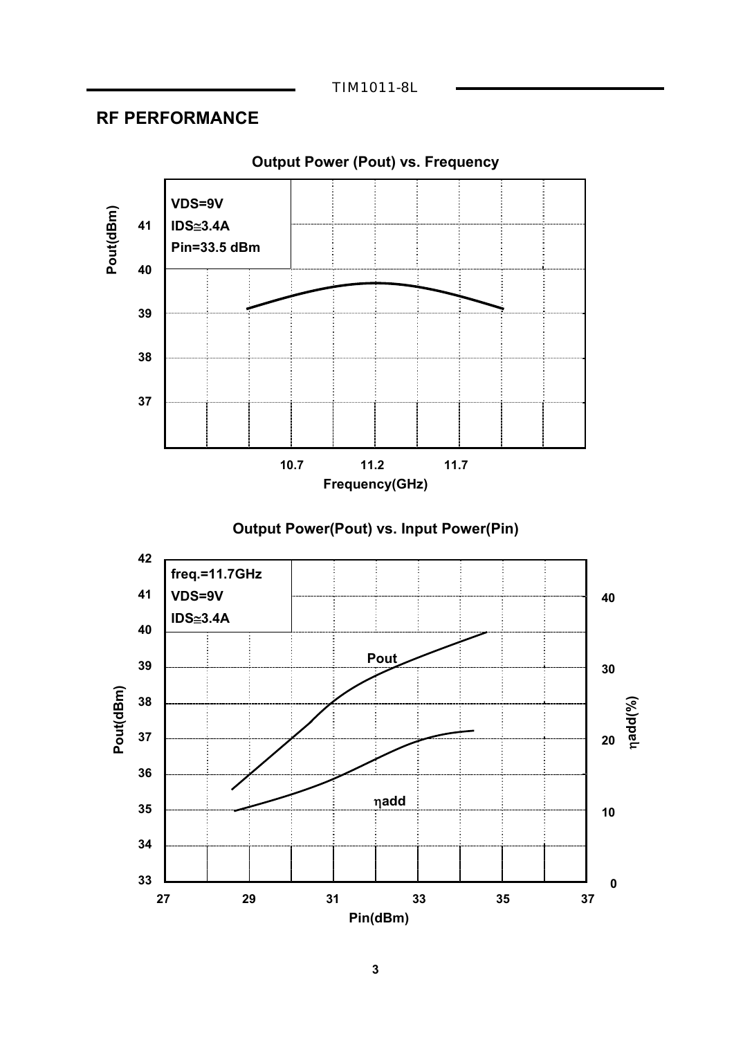## RF PERFORMANCE

**Output Power (Pout) vs. Frequency**

VDS=9V
IDS≅3.4A
Pin=33.5 dBm

Pout(dBm)

Frequency(GHz)

**Output Power(Pout) vs. Input Power(Pin)**

freq.=11.7GHz
VDS=9V
IDS≅3.4A

Pout(dBm)

ηadd(%)

Pin(dBm)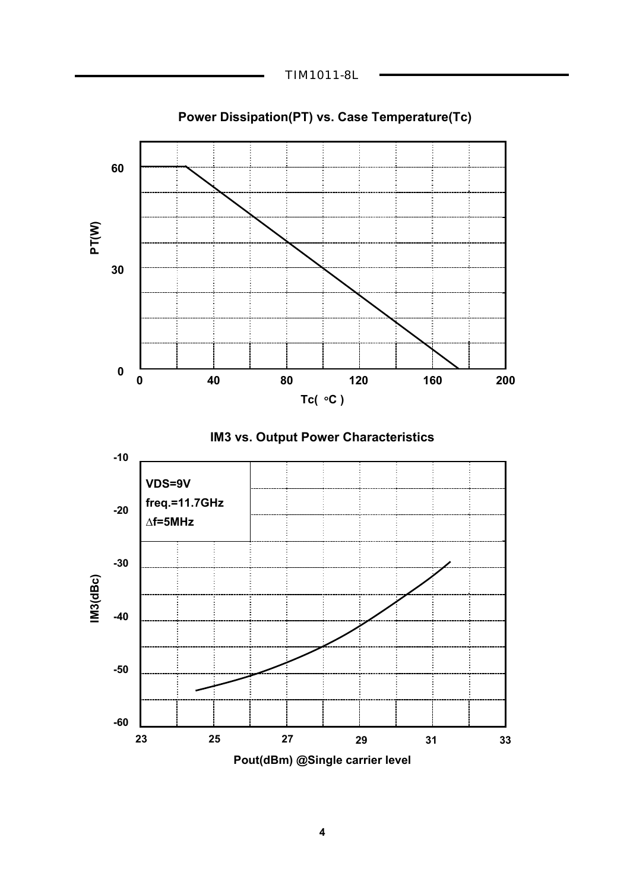## Power Dissipation(PT) vs. Case Temperature(Tc)

PT(W)

60

30

0

0 40 80 120 160 200

Tc( °C )

## IM3 vs. Output Power Characteristics

VDS=9V
freq.=11.7GHz
∆f=5MHz

IM3(dBc)

-10

-20

-30

-40

-50

-60

23 25 27 29 31 33

Pout(dBm) @Single carrier level